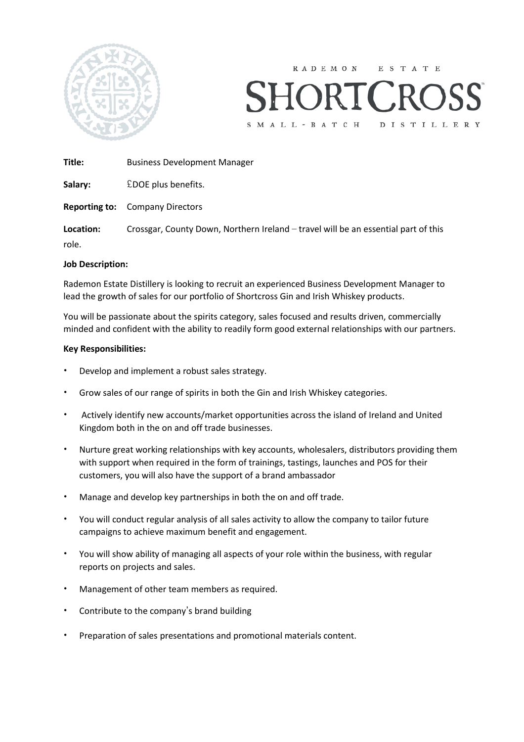RADEMON ESTATE

SHORTCROSS

SMALL-BATCH DISTILLERY

**Title:** Business Development Manager

**Salary:** £DOE plus benefits.

**Reporting to:** Company Directors

**Location:** Crossgar, County Down, Northern Ireland – travel will be an essential part of this role.

**Job Description:**

Rademon Estate Distillery is looking to recruit an experienced Business Development Manager to lead the growth of sales for our portfolio of Shortcross Gin and Irish Whiskey products.

You will be passionate about the spirits category, sales focused and results driven, commercially minded and confident with the ability to readily form good external relationships with our partners.

**Key Responsibilities:**

- Develop and implement a robust sales strategy.
- Grow sales of our range of spirits in both the Gin and Irish Whiskey categories.
- Actively identify new accounts/market opportunities across the island of Ireland and United Kingdom both in the on and off trade businesses.
- Nurture great working relationships with key accounts, wholesalers, distributors providing them with support when required in the form of trainings, tastings, launches and POS for their customers, you will also have the support of a brand ambassador
- Manage and develop key partnerships in both the on and off trade.
- You will conduct regular analysis of all sales activity to allow the company to tailor future campaigns to achieve maximum benefit and engagement.
- You will show ability of managing all aspects of your role within the business, with regular reports on projects and sales.
- Management of other team members as required.
- Contribute to the company's brand building
- Preparation of sales presentations and promotional materials content.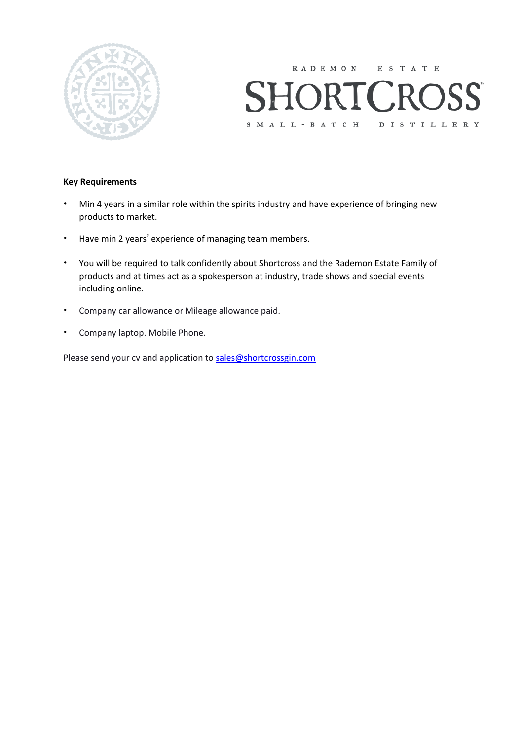RADEMON ESTATE

SHORTCROSS™

SMALL-BATCH DISTILLERY

**Key Requirements**

- Min 4 years in a similar role within the spirits industry and have experience of bringing new products to market.
- Have min 2 years' experience of managing team members.
- You will be required to talk confidently about Shortcross and the Rademon Estate Family of products and at times act as a spokesperson at industry, trade shows and special events including online.
- Company car allowance or Mileage allowance paid.
- Company laptop. Mobile Phone.

Please send your cv and application to sales@shortcrossgin.com